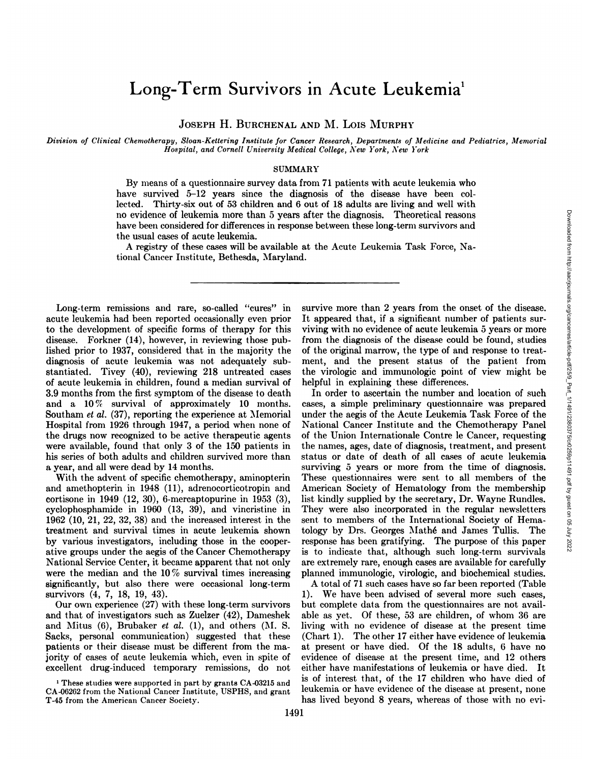# Long-Term Survivors in Acute Leukemia[1]

JOSEPH H. BURCHENAL AND M. LOIS MURPHY

*Division of Clinical Chemotherapy, Sloan-Kettering Institute for Cancer Research, Departments of Medicine and Pediatrics, Memorial Hospital, and Cornell University Medical College, New York, New York*

## SUMMARY

By means of a questionnaire survey data from 71 patients with acute leukemia who have survived 5–12 years since the diagnosis of the disease have been collected. Thirty-six out of 53 children and 6 out of 18 adults are living and well with no evidence of leukemia more than 5 years after the diagnosis. Theoretical reasons have been considered for differences in response between these long-term survivors and the usual cases of acute leukemia.

A registry of these cases will be available at the Acute Leukemia Task Force, National Cancer Institute, Bethesda, Maryland.

---

Long-term remissions and rare, so-called "cures" in acute leukemia had been reported occasionally even prior to the development of specific forms of therapy for this disease. Forkner (14), however, in reviewing those published prior to 1937, considered that in the majority the diagnosis of acute leukemia was not adequately substantiated. Tivey (40), reviewing 218 untreated cases of acute leukemia in children, found a median survival of 3.9 months from the first symptom of the disease to death and a 10% survival of approximately 10 months. Southam *et al.* (37), reporting the experience at Memorial Hospital from 1926 through 1947, a period when none of the drugs now recognized to be active therapeutic agents were available, found that only 3 of the 150 patients in his series of both adults and children survived more than a year, and all were dead by 14 months.

With the advent of specific chemotherapy, aminopterin and amethopterin in 1948 (11), adrenocorticotropin and cortisone in 1949 (12, 30), 6-mercaptopurine in 1953 (3), cyclophosphamide in 1960 (13, 39), and vincristine in 1962 (10, 21, 22, 32, 38) and the increased interest in the treatment and survival times in acute leukemia shown by various investigators, including those in the cooperative groups under the aegis of the Cancer Chemotherapy National Service Center, it became apparent that not only were the median and the 10% survival times increasing significantly, but also there were occasional long-term survivors (4, 7, 18, 19, 43).

Our own experience (27) with these long-term survivors and that of investigators such as Zuelzer (42), Dameshek and Mitus (6), Brubaker *et al.* (1), and others (M. S. Sacks, personal communication) suggested that these patients or their disease must be different from the majority of cases of acute leukemia which, even in spite of excellent drug-induced temporary remissions, do not survive more than 2 years from the onset of the disease. It appeared that, if a significant number of patients surviving with no evidence of acute leukemia 5 years or more from the diagnosis of the disease could be found, studies of the original marrow, the type of and response to treatment, and the present status of the patient from the virologic and immunologic point of view might be helpful in explaining these differences.

In order to ascertain the number and location of such cases, a simple preliminary questionnaire was prepared under the aegis of the Acute Leukemia Task Force of the National Cancer Institute and the Chemotherapy Panel of the Union Internationale Contre le Cancer, requesting the names, ages, date of diagnosis, treatment, and present status or date of death of all cases of acute leukemia surviving 5 years or more from the time of diagnosis. These questionnaires were sent to all members of the American Society of Hematology from the membership list kindly supplied by the secretary, Dr. Wayne Rundles. They were also incorporated in the regular newsletters sent to members of the International Society of Hematology by Drs. Georges Mathé and James Tullis. The response has been gratifying. The purpose of this paper is to indicate that, although such long-term survivals are extremely rare, enough cases are available for carefully planned immunologic, virologic, and biochemical studies.

A total of 71 such cases have so far been reported (Table 1). We have been advised of several more such cases, but complete data from the questionnaires are not available as yet. Of these, 53 are children, of whom 36 are living with no evidence of disease at the present time (Chart 1). The other 17 either have evidence of leukemia at present or have died. Of the 18 adults, 6 have no evidence of disease at the present time, and 12 others either have manifestations of leukemia or have died. It is of interest that, of the 17 children who have died of leukemia or have evidence of the disease at present, none has lived beyond 8 years, whereas of those with no evi-

[1] These studies were supported in part by grants CA-03215 and CA-06262 from the National Cancer Institute, USPHS, and grant T-45 from the American Cancer Society.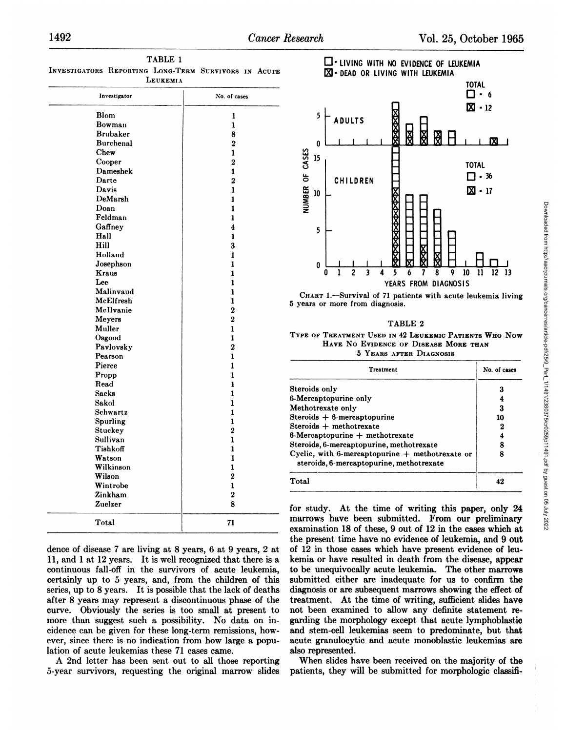TABLE 1

INVESTIGATORS REPORTING LONG-TERM SURVIVORS IN ACUTE LEUKEMIA

| Investigator | No. of cases |
|---|---|
| Blom | 1 |
| Bowman | 1 |
| Brubaker | 8 |
| Burchenal | 2 |
| Chew | 1 |
| Cooper | 2 |
| Dameshek | 1 |
| Darte | 2 |
| Davis | 1 |
| DeMarsh | 1 |
| Doan | 1 |
| Feldman | 1 |
| Gaffney | 4 |
| Hall | 1 |
| Hill | 3 |
| Holland | 1 |
| Josephson | 1 |
| Kraus | 1 |
| Lee | 1 |
| Malinvaud | 1 |
| McElfresh | 1 |
| McIlvanie | 2 |
| Meyers | 2 |
| Muller | 1 |
| Osgood | 1 |
| Pavlovsky | 2 |
| Pearson | 1 |
| Pierce | 1 |
| Propp | 1 |
| Read | 1 |
| Sacks | 1 |
| Sakol | 1 |
| Schwartz | 1 |
| Spurling | 1 |
| Stuckey | 2 |
| Sullivan | 1 |
| Tishkoff | 1 |
| Watson | 1 |
| Wilkinson | 1 |
| Wilson | 2 |
| Wintrobe | 1 |
| Zinkham | 2 |
| Zuelzer | 8 |
| Total | 71 |

dence of disease 7 are living at 8 years, 6 at 9 years, 2 at 11, and 1 at 12 years. It is well recognized that there is a continuous fall-off in the survivors of acute leukemia, certainly up to 5 years, and, from the children of this series, up to 8 years. It is possible that the lack of deaths after 8 years may represent a discontinuous phase of the curve. Obviously the series is too small at present to more than suggest such a possibility. No data on incidence can be given for these long-term remissions, however, since there is no indication from how large a population of acute leukemias these 71 cases came.

A 2nd letter has been sent out to all those reporting 5-year survivors, requesting the original marrow slides for study. At the time of writing this paper, only 24 marrows have been submitted. From our preliminary examination 18 of these, 9 out of 12 in the cases which at the present time have no evidence of leukemia, and 9 out of 12 in those cases which have present evidence of leukemia or have resulted in death from the disease, appear to be unequivocally acute leukemia. The other marrows submitted either are inadequate for us to confirm the diagnosis or are subsequent marrows showing the effect of treatment. At the time of writing, sufficient slides have not been examined to allow any definite statement regarding the morphology except that acute lymphoblastic and stem-cell leukemias seem to predominate, but that acute granulocytic and acute monoblastic leukemias are also represented.

When slides have been received on the majority of the patients, they will be submitted for morphologic classifi-

CHART 1.—Survival of 71 patients with acute leukemia living 5 years or more from diagnosis.

TABLE 2

TYPE OF TREATMENT USED IN 42 LEUKEMIC PATIENTS WHO NOW HAVE NO EVIDENCE OF DISEASE MORE THAN 5 YEARS AFTER DIAGNOSIS

| Treatment | No. of cases |
|---|---|
| Steroids only | 3 |
| 6-Mercaptopurine only | 4 |
| Methotrexate only | 3 |
| Steroids + 6-mercaptopurine | 10 |
| Steroids + methotrexate | 2 |
| 6-Mercaptopurine + methotrexate | 4 |
| Steroids, 6-mercaptopurine, methotrexate | 8 |
| Cyclic, with 6-mercaptopurine + methotrexate or steroids, 6-mercaptopurine, methotrexate | 8 |
| Total | 42 |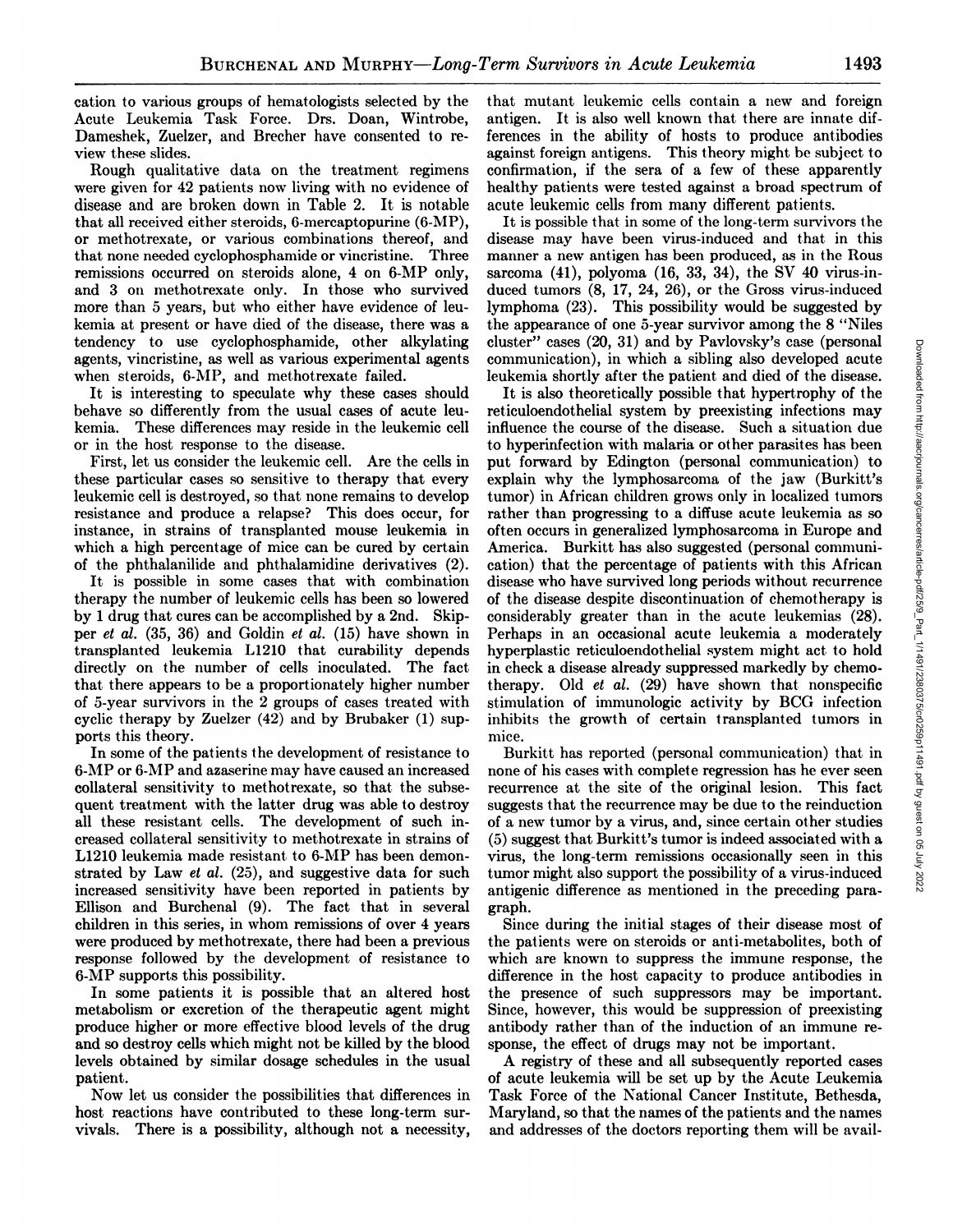cation to various groups of hematologists selected by the Acute Leukemia Task Force. Drs. Doan, Wintrobe, Dameshek, Zuelzer, and Brecher have consented to review these slides.

Rough qualitative data on the treatment regimens were given for 42 patients now living with no evidence of disease and are broken down in Table 2. It is notable that all received either steroids, 6-mercaptopurine (6-MP), or methotrexate, or various combinations thereof, and that none needed cyclophosphamide or vincristine. Three remissions occurred on steroids alone, 4 on 6-MP only, and 3 on methotrexate only. In those who survived more than 5 years, but who either have evidence of leukemia at present or have died of the disease, there was a tendency to use cyclophosphamide, other alkylating agents, vincristine, as well as various experimental agents when steroids, 6-MP, and methotrexate failed.

It is interesting to speculate why these cases should behave so differently from the usual cases of acute leukemia. These differences may reside in the leukemic cell or in the host response to the disease.

First, let us consider the leukemic cell. Are the cells in these particular cases so sensitive to therapy that every leukemic cell is destroyed, so that none remains to develop resistance and produce a relapse? This does occur, for instance, in strains of transplanted mouse leukemia in which a high percentage of mice can be cured by certain of the phthalanilide and phthalamidine derivatives (2).

It is possible in some cases that with combination therapy the number of leukemic cells has been so lowered by 1 drug that cures can be accomplished by a 2nd. Skipper *et al.* (35, 36) and Goldin *et al.* (15) have shown in transplanted leukemia L1210 that curability depends directly on the number of cells inoculated. The fact that there appears to be a proportionately higher number of 5-year survivors in the 2 groups of cases treated with cyclic therapy by Zuelzer (42) and by Brubaker (1) supports this theory.

In some of the patients the development of resistance to 6-MP or 6-MP and azaserine may have caused an increased collateral sensitivity to methotrexate, so that the subsequent treatment with the latter drug was able to destroy all these resistant cells. The development of such increased collateral sensitivity to methotrexate in strains of L1210 leukemia made resistant to 6-MP has been demonstrated by Law *et al.* (25), and suggestive data for such increased sensitivity have been reported in patients by Ellison and Burchenal (9). The fact that in several children in this series, in whom remissions of over 4 years were produced by methotrexate, there had been a previous response followed by the development of resistance to 6-MP supports this possibility.

In some patients it is possible that an altered host metabolism or excretion of the therapeutic agent might produce higher or more effective blood levels of the drug and so destroy cells which might not be killed by the blood levels obtained by similar dosage schedules in the usual patient.

Now let us consider the possibilities that differences in host reactions have contributed to these long-term survivals. There is a possibility, although not a necessity, that mutant leukemic cells contain a new and foreign antigen. It is well known that there are innate differences in the ability of hosts to produce antibodies against foreign antigens. This theory might be subject to confirmation, if the sera of a few of these apparently healthy patients were tested against a broad spectrum of acute leukemic cells from many different patients.

It is possible that in some of the long-term survivors the disease may have been virus-induced and that in this manner a new antigen has been produced, as in the Rous sarcoma (41), polyoma (16, 33, 34), the SV 40 virus-induced tumors (8, 17, 24, 26), or the Gross virus-induced lymphoma (23). This possibility would be suggested by the appearance of one 5-year survivor among the 8 "Niles cluster" cases (20, 31) and by Pavlovsky's case (personal communication), in which a sibling also developed acute leukemia shortly after the patient and died of the disease.

It is also theoretically possible that hypertrophy of the reticuloendothelial system by preexisting infections may influence the course of the disease. Such a situation due to hyperinfection with malaria or other parasites has been put forward by Edington (personal communication) to explain why the lymphosarcoma of the jaw (Burkitt's tumor) in African children grows only in localized tumors rather than progressing to a diffuse acute leukemia as so often occurs in generalized lymphosarcoma in Europe and America. Burkitt has also suggested (personal communication) that the percentage of patients with this African disease who have survived long periods without recurrence of the disease despite discontinuation of chemotherapy is considerably greater than in the acute leukemias (28). Perhaps in an occasional acute leukemia a moderately hyperplastic reticuloendothelial system might act to hold in check a disease already suppressed markedly by chemotherapy. Old *et al.* (29) have shown that nonspecific stimulation of immunologic activity by BCG infection inhibits the growth of certain transplanted tumors in mice.

Burkitt has reported (personal communication) that in none of his cases with complete regression has he ever seen recurrence at the site of the original lesion. This fact suggests that the recurrence may be due to the reinduction of a new tumor by a virus, and, since certain other studies (5) suggest that Burkitt's tumor is indeed associated with a virus, the long-term remissions occasionally seen in this tumor might also support the possibility of a virus-induced antigenic difference as mentioned in the preceding paragraph.

Since during the initial stages of their disease most of the patients were on steroids or anti-metabolites, both of which are known to suppress the immune response, the difference in the host capacity to produce antibodies in the presence of such suppressors may be important. Since, however, this would be suppression of preexisting antibody rather than of the induction of an immune response, the effect of drugs may not be important.

A registry of these and all subsequently reported cases of acute leukemia will be set up by the Acute Leukemia Task Force of the National Cancer Institute, Bethesda, Maryland, so that the names of the patients and the names and addresses of the doctors reporting them will be avail-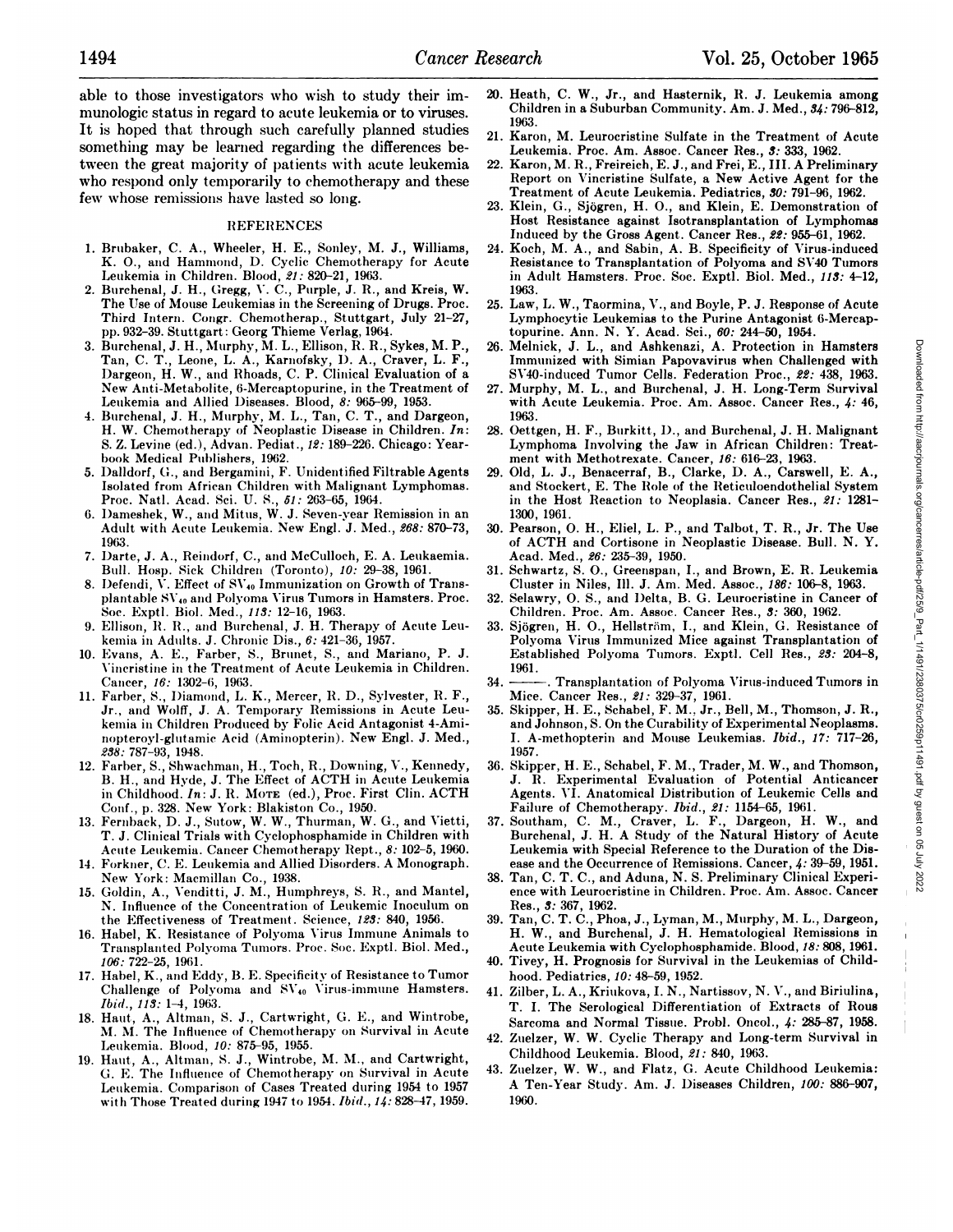able to those investigators who wish to study their immunologic status in regard to acute leukemia or to viruses. It is hoped that through such carefully planned studies something may be learned regarding the differences between the great majority of patients with acute leukemia who respond only temporarily to chemotherapy and these few whose remissions have lasted so long.

## REFERENCES

1. Brubaker, C. A., Wheeler, H. E., Sonley, M. J., Williams, K. O., and Hammond, D. Cyclic Chemotherapy for Acute Leukemia in Children. Blood, *21:* 820–21, 1963.
2. Burchenal, J. H., Gregg, V. C., Purple, J. R., and Kreis, W. The Use of Mouse Leukemias in the Screening of Drugs. Proc. Third Intern. Congr. Chemotherap., Stuttgart, July 21–27, pp. 932–39. Stuttgart: Georg Thieme Verlag, 1964.
3. Burchenal, J. H., Murphy, M. L., Ellison, R. R., Sykes, M. P., Tan, C. T., Leone, L. A., Karnofsky, D. A., Craver, L. F., Dargeon, H. W., and Rhoads, C. P. Clinical Evaluation of a New Anti-Metabolite, 6-Mercaptopurine, in the Treatment of Leukemia and Allied Diseases. Blood, *8:* 965–99, 1953.
4. Burchenal, J. H., Murphy, M. L., Tan, C. T., and Dargeon, H. W. Chemotherapy of Neoplastic Disease in Children. *In:* S. Z. Levine (ed.), Advan. Pediat., *12:* 189–226. Chicago: Yearbook Medical Publishers, 1962.
5. Dalldorf, G., and Bergamini, F. Unidentified Filtrable Agents Isolated from African Children with Malignant Lymphomas. Proc. Natl. Acad. Sci. U. S., *51:* 263–65, 1964.
6. Dameshek, W., and Mitus, W. J. Seven-year Remission in an Adult with Acute Leukemia. New Engl. J. Med., *268:* 870–73, 1963.
7. Darte, J. A., Reindorf, C., and McCulloch, E. A. Leukaemia. Bull. Hosp. Sick Children (Toronto), *10:* 29–38, 1961.
8. Defendi, V. Effect of $SV_{40}$ Immunization on Growth of Transplantable $SV_{40}$ and Polyoma Virus Tumors in Hamsters. Proc. Soc. Exptl. Biol. Med., *113:* 12–16, 1963.
9. Ellison, R. R., and Burchenal, J. H. Therapy of Acute Leukemia in Adults. J. Chronic Dis., *6:* 421–36, 1957.
10. Evans, A. E., Farber, S., Brunet, S., and Mariano, P. J. Vincristine in the Treatment of Acute Leukemia in Children. Cancer, *16:* 1302–6, 1963.
11. Farber, S., Diamond, L. K., Mercer, R. D., Sylvester, R. F., Jr., and Wolff, J. A. Temporary Remissions in Acute Leukemia in Children Produced by Folic Acid Antagonist 4-Aminopteroyl-glutamic Acid (Aminopterin). New Engl. J. Med., *238:* 787–93, 1948.
12. Farber, S., Shwachman, H., Toch, R., Downing, V., Kennedy, B. H., and Hyde, J. The Effect of ACTH in Acute Leukemia in Childhood. *In:* J. R. Mote (ed.), Proc. First Clin. ACTH Conf., p. 328. New York: Blakiston Co., 1950.
13. Fernback, D. J., Sutow, W. W., Thurman, W. G., and Vietti, T. J. Clinical Trials with Cyclophosphamide in Children with Acute Leukemia. Cancer Chemotherapy Rept., *8:* 102–5, 1960.
14. Forkner, C. E. Leukemia and Allied Disorders. A Monograph. New York: Macmillan Co., 1938.
15. Goldin, A., Venditti, J. M., Humphreys, S. R., and Mantel, N. Influence of the Concentration of Leukemic Inoculum on the Effectiveness of Treatment. Science, *123:* 840, 1956.
16. Habel, K. Resistance of Polyoma Virus Immune Animals to Transplanted Polyoma Tumors. Proc. Soc. Exptl. Biol. Med., *106:* 722–25, 1961.
17. Habel, K., and Eddy, B. E. Specificity of Resistance to Tumor Challenge of Polyoma and $SV_{40}$ Virus-immune Hamsters. *Ibid.*, *113:* 1–4, 1963.
18. Haut, A., Altman, S. J., Cartwright, G. E., and Wintrobe, M. M. The Influence of Chemotherapy on Survival in Acute Leukemia. Blood, *10:* 875–95, 1955.
19. Haut, A., Altman, S. J., Wintrobe, M. M., and Cartwright, G. E. The Influence of Chemotherapy on Survival in Acute Leukemia. Comparison of Cases Treated during 1954 to 1957 with Those Treated during 1947 to 1954. *Ibid.*, *14:* 828–47, 1959.
20. Heath, C. W., Jr., and Hasternik, R. J. Leukemia among Children in a Suburban Community. Am. J. Med., *34:* 796–812, 1963.
21. Karon, M. Leurocristine Sulfate in the Treatment of Acute Leukemia. Proc. Am. Assoc. Cancer Res., *3:* 333, 1962.
22. Karon, M. R., Freireich, E. J., and Frei, E., III. A Preliminary Report on Vincristine Sulfate, a New Active Agent for the Treatment of Acute Leukemia. Pediatrics, *30:* 791–96, 1962.
23. Klein, G., Sjögren, H. O., and Klein, E. Demonstration of Host Resistance against Isotransplantation of Lymphomas Induced by the Gross Agent. Cancer Res., *22:* 955–61, 1962.
24. Koch, M. A., and Sabin, A. B. Specificity of Virus-induced Resistance to Transplantation of Polyoma and SV40 Tumors in Adult Hamsters. Proc. Soc. Exptl. Biol. Med., *113:* 4–12, 1963.
25. Law, L. W., Taormina, V., and Boyle, P. J. Response of Acute Lymphocytic Leukemias to the Purine Antagonist 6-Mercaptopurine. Ann. N. Y. Acad. Sci., *60:* 244–50, 1954.
26. Melnick, J. L., and Ashkenazi, A. Protection in Hamsters Immunized with Simian Papovavirus when Challenged with SV40-induced Tumor Cells. Federation Proc., *22:* 438, 1963.
27. Murphy, M. L., and Burchenal, J. H. Long-Term Survival with Acute Leukemia. Proc. Am. Assoc. Cancer Res., *4:* 46, 1963.
28. Oettgen, H. F., Burkitt, D., and Burchenal, J. H. Malignant Lymphoma Involving the Jaw in African Children: Treatment with Methotrexate. Cancer, *16:* 616–23, 1963.
29. Old, L. J., Benacerraf, B., Clarke, D. A., Carswell, E. A., and Stockert, E. The Role of the Reticuloendothelial System in the Host Reaction to Neoplasia. Cancer Res., *21:* 1281–1300, 1961.
30. Pearson, O. H., Eliel, L. P., and Talbot, T. R., Jr. The Use of ACTH and Cortisone in Neoplastic Disease. Bull. N. Y. Acad. Med., *26:* 235–39, 1950.
31. Schwartz, S. O., Greenspan, I., and Brown, E. R. Leukemia Cluster in Niles, Ill. J. Am. Med. Assoc., *186:* 106–8, 1963.
32. Selawry, O. S., and Delta, B. G. Leurocristine in Cancer of Children. Proc. Am. Assoc. Cancer Res., *3:* 360, 1962.
33. Sjögren, H. O., Hellström, I., and Klein, G. Resistance of Polyoma Virus Immunized Mice against Transplantation of Established Polyoma Tumors. Exptl. Cell Res., *23:* 204–8, 1961.
34. ———. Transplantation of Polyoma Virus-induced Tumors in Mice. Cancer Res., *21:* 329–37, 1961.
35. Skipper, H. E., Schabel, F. M., Jr., Bell, M., Thomson, J. R., and Johnson, S. On the Curability of Experimental Neoplasms. I. A-methopterin and Mouse Leukemias. *Ibid.*, *17:* 717–26, 1957.
36. Skipper, H. E., Schabel, F. M., Trader, M. W., and Thomson, J. R. Experimental Evaluation of Potential Anticancer Agents. VI. Anatomical Distribution of Leukemic Cells and Failure of Chemotherapy. *Ibid.*, *21:* 1154–65, 1961.
37. Southam, C. M., Craver, L. F., Dargeon, H. W., and Burchenal, J. H. A Study of the Natural History of Acute Leukemia with Special Reference to the Duration of the Disease and the Occurrence of Remissions. Cancer, *4:* 39–59, 1951.
38. Tan, C. T. C., and Aduna, N. S. Preliminary Clinical Experience with Leurocristine in Children. Proc. Am. Assoc. Cancer Res., *3:* 367, 1962.
39. Tan, C. T. C., Phoa, J., Lyman, M., Murphy, M. L., Dargeon, H. W., and Burchenal, J. H. Hematological Remissions in Acute Leukemia with Cyclophosphamide. Blood, *18:* 808, 1961.
40. Tivey, H. Prognosis for Survival in the Leukemias of Childhood. Pediatrics, *10:* 48–59, 1952.
41. Zilber, L. A., Kriukova, I. N., Nartissov, N. V., and Biriulina, T. I. The Serological Differentiation of Extracts of Rous Sarcoma and Normal Tissue. Probl. Oncol., *4:* 285–87, 1958.
42. Zuelzer, W. W. Cyclic Therapy and Long-term Survival in Childhood Leukemia. Blood, *21:* 840, 1963.
43. Zuelzer, W. W., and Flatz, G. Acute Childhood Leukemia: A Ten-Year Study. Am. J. Diseases Children, *100:* 886–907, 1960.